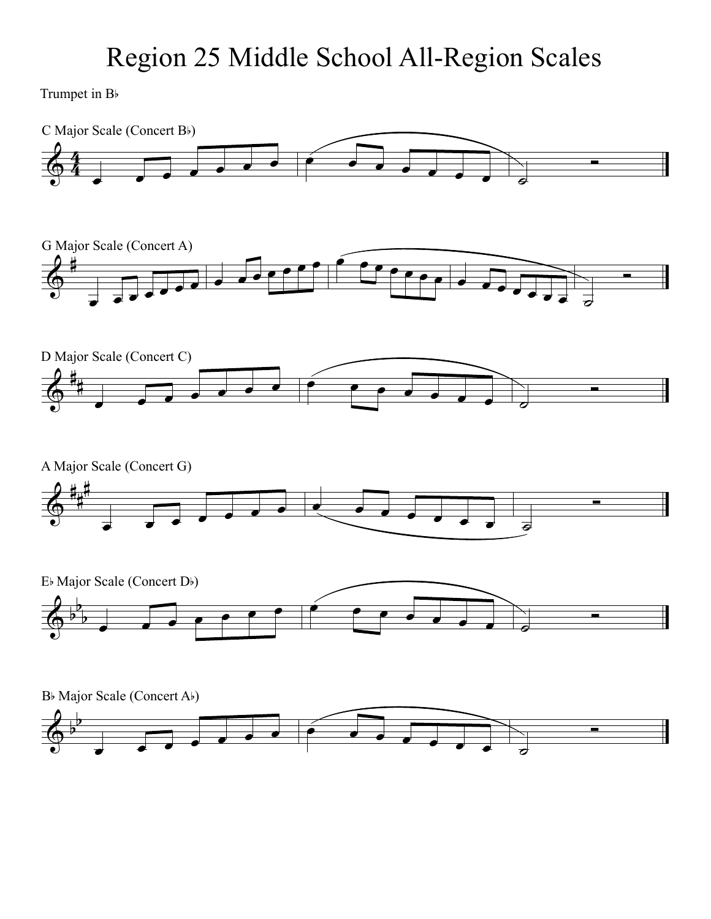# Region 25 Middle School All-Region Scales

Trumpet in B♭

C Major Scale (Concert B♭)

G Major Scale (Concert A)

D Major Scale (Concert C)

A Major Scale (Concert G)

E♭ Major Scale (Concert D♭)

B♭ Major Scale (Concert A♭)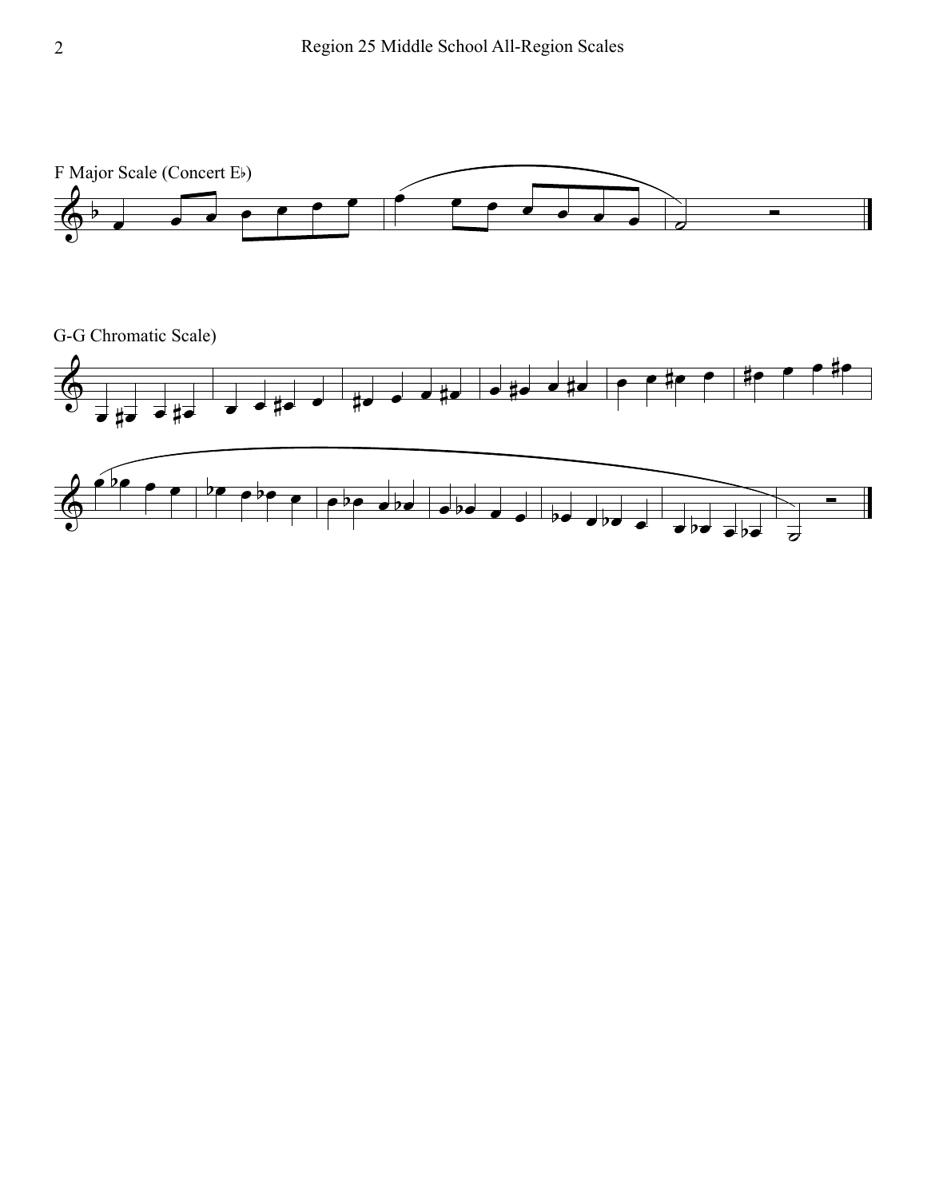F Major Scale (Concert E♭)

G-G Chromatic Scale)